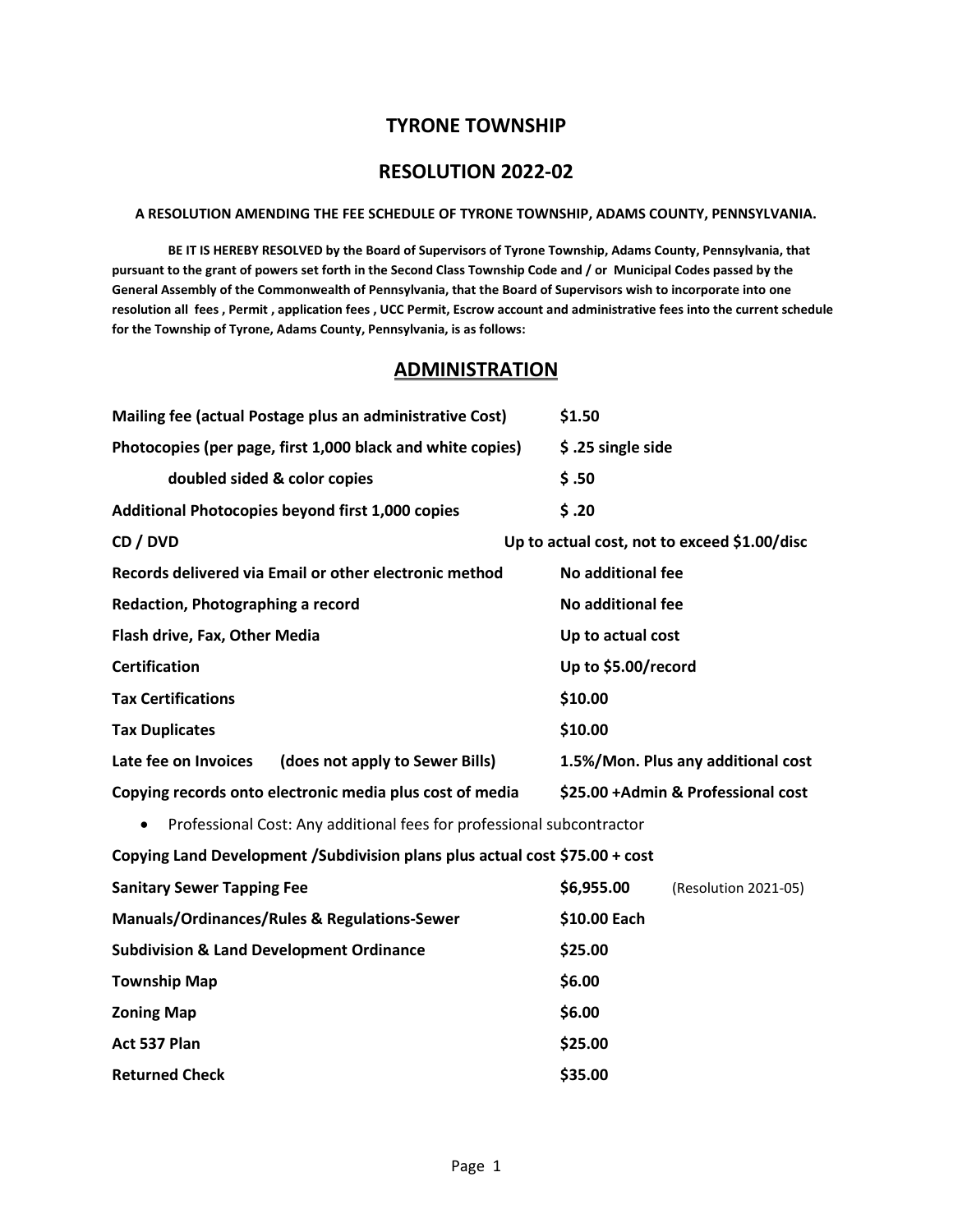# TYRONE TOWNSHIP

## RESOLUTION 2022-02

**A RESOLUTION AMENDING THE FEE SCHEDULE OF TYRONE TOWNSHIP, ADAMS COUNTY, PENNSYLVANIA.**

**BE IT IS HEREBY RESOLVED by the Board of Supervisors of Tyrone Township, Adams County, Pennsylvania, that pursuant to the grant of powers set forth in the Second Class Township Code and / or Municipal Codes passed by the General Assembly of the Commonwealth of Pennsylvania, that the Board of Supervisors wish to incorporate into one resolution all fees , Permit , application fees , UCC Permit, Escrow account and administrative fees into the current schedule for the Township of Tyrone, Adams County, Pennsylvania, is as follows:**

## ADMINISTRATION

| | |
|---|---|
| **Mailing fee (actual Postage plus an administrative Cost)** | **$1.50** |
| **Photocopies (per page, first 1,000 black and white copies)** | **$ .25 single side** |
| **doubled sided & color copies** | **$ .50** |
| **Additional Photocopies beyond first 1,000 copies** | **$ .20** |
| **CD / DVD** | **Up to actual cost, not to exceed $1.00/disc** |
| **Records delivered via Email or other electronic method** | **No additional fee** |
| **Redaction, Photographing a record** | **No additional fee** |
| **Flash drive, Fax, Other Media** | **Up to actual cost** |
| **Certification** | **Up to $5.00/record** |
| **Tax Certifications** | **$10.00** |
| **Tax Duplicates** | **$10.00** |
| **Late fee on Invoices (does not apply to Sewer Bills)** | **1.5%/Mon. Plus any additional cost** |
| **Copying records onto electronic media plus cost of media** | **$25.00 +Admin & Professional cost** |

- Professional Cost: Any additional fees for professional subcontractor

| | |
|---|---|
| **Copying Land Development /Subdivision plans plus actual cost** | **$75.00 + cost** |
| **Sanitary Sewer Tapping Fee** | **$6,955.00** (Resolution 2021-05) |
| **Manuals/Ordinances/Rules & Regulations-Sewer** | **$10.00 Each** |
| **Subdivision & Land Development Ordinance** | **$25.00** |
| **Township Map** | **$6.00** |
| **Zoning Map** | **$6.00** |
| **Act 537 Plan** | **$25.00** |
| **Returned Check** | **$35.00** |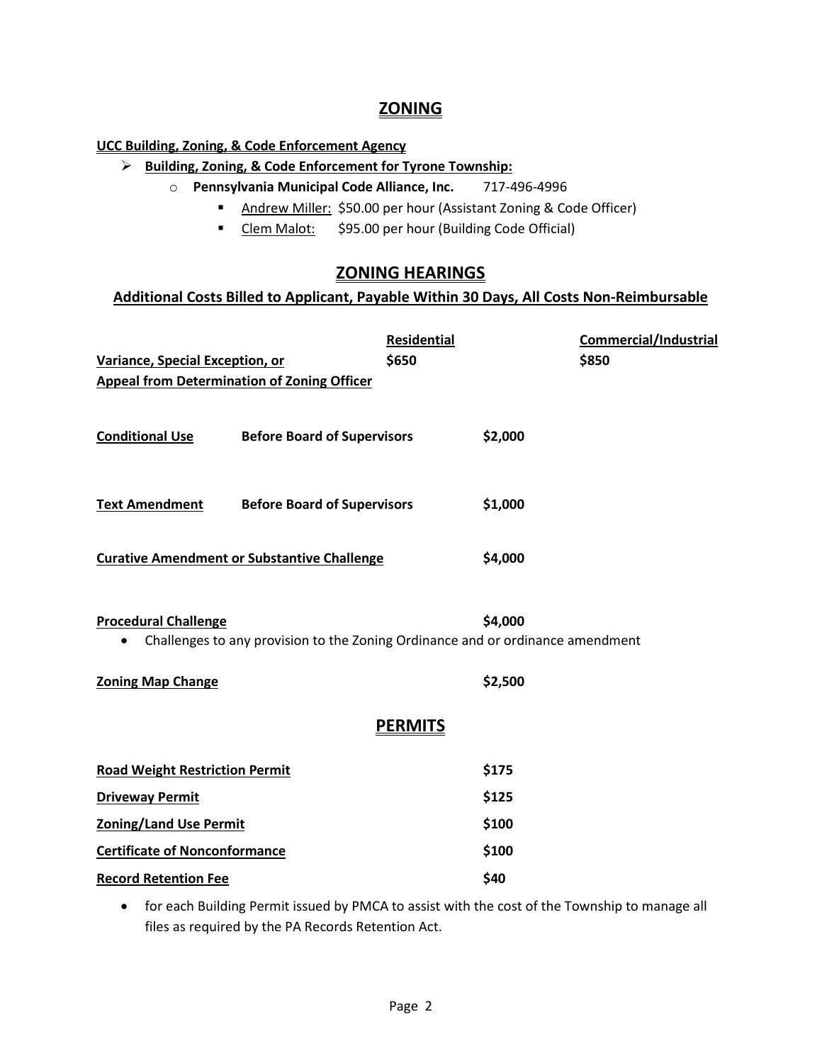## ZONING

**UCC Building, Zoning, & Code Enforcement Agency**

- **Building, Zoning, & Code Enforcement for Tyrone Township:**
  - **Pennsylvania Municipal Code Alliance, Inc.** 717-496-4996
    - Andrew Miller: $50.00 per hour (Assistant Zoning & Code Officer)
    - Clem Malot: $95.00 per hour (Building Code Official)

## ZONING HEARINGS

**Additional Costs Billed to Applicant, Payable Within 30 Days, All Costs Non-Reimbursable**

| | Residential | Commercial/Industrial |
|---|---|---|
| **Variance, Special Exception, or Appeal from Determination of Zoning Officer** | **$650** | **$850** |

| | | |
|---|---|---|
| **Conditional Use** | **Before Board of Supervisors** | **$2,000** |
| **Text Amendment** | **Before Board of Supervisors** | **$1,000** |
| **Curative Amendment or Substantive Challenge** | | **$4,000** |
| **Procedural Challenge** | | **$4,000** |

- Challenges to any provision to the Zoning Ordinance and or ordinance amendment

| | |
|---|---|
| **Zoning Map Change** | **$2,500** |

## PERMITS

| | |
|---|---|
| **Road Weight Restriction Permit** | **$175** |
| **Driveway Permit** | **$125** |
| **Zoning/Land Use Permit** | **$100** |
| **Certificate of Nonconformance** | **$100** |
| **Record Retention Fee** | **$40** |

- for each Building Permit issued by PMCA to assist with the cost of the Township to manage all files as required by the PA Records Retention Act.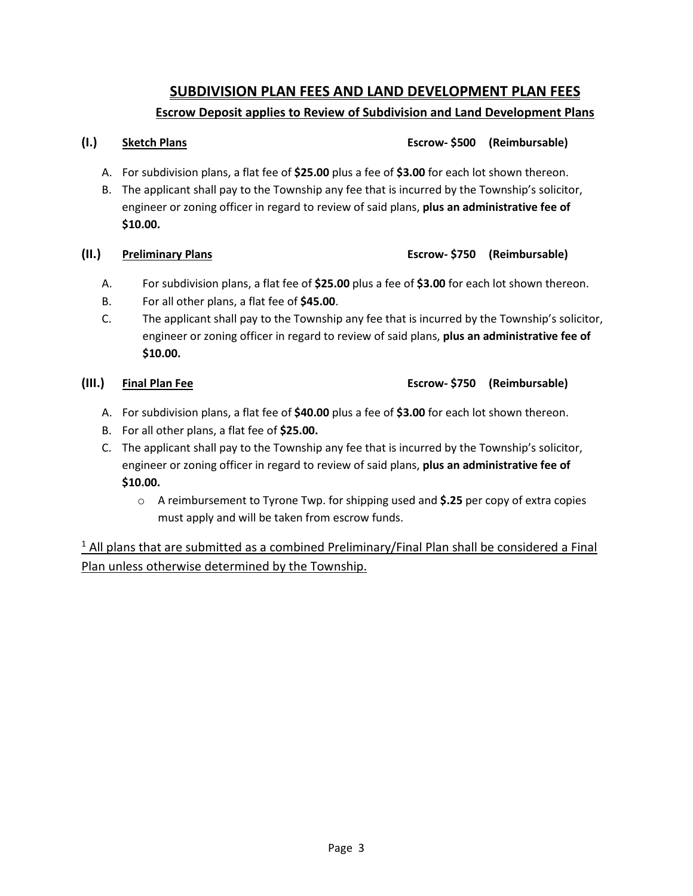## SUBDIVISION PLAN FEES AND LAND DEVELOPMENT PLAN FEES

**Escrow Deposit applies to Review of Subdivision and Land Development Plans**

### (I.) Sketch Plans — Escrow- $500 (Reimbursable)

A. For subdivision plans, a flat fee of **$25.00** plus a fee of **$3.00** for each lot shown thereon.
B. The applicant shall pay to the Township any fee that is incurred by the Township's solicitor, engineer or zoning officer in regard to review of said plans, **plus an administrative fee of $10.00.**

### (II.) Preliminary Plans — Escrow- $750 (Reimbursable)

A. For subdivision plans, a flat fee of **$25.00** plus a fee of **$3.00** for each lot shown thereon.
B. For all other plans, a flat fee of **$45.00**.
C. The applicant shall pay to the Township any fee that is incurred by the Township's solicitor, engineer or zoning officer in regard to review of said plans, **plus an administrative fee of $10.00.**

### (III.) Final Plan Fee — Escrow- $750 (Reimbursable)

A. For subdivision plans, a flat fee of **$40.00** plus a fee of **$3.00** for each lot shown thereon.
B. For all other plans, a flat fee of **$25.00.**
C. The applicant shall pay to the Township any fee that is incurred by the Township's solicitor, engineer or zoning officer in regard to review of said plans, **plus an administrative fee of $10.00.**
   - A reimbursement to Tyrone Twp. for shipping used and **$.25** per copy of extra copies must apply and will be taken from escrow funds.

[1] All plans that are submitted as a combined Preliminary/Final Plan shall be considered a Final Plan unless otherwise determined by the Township.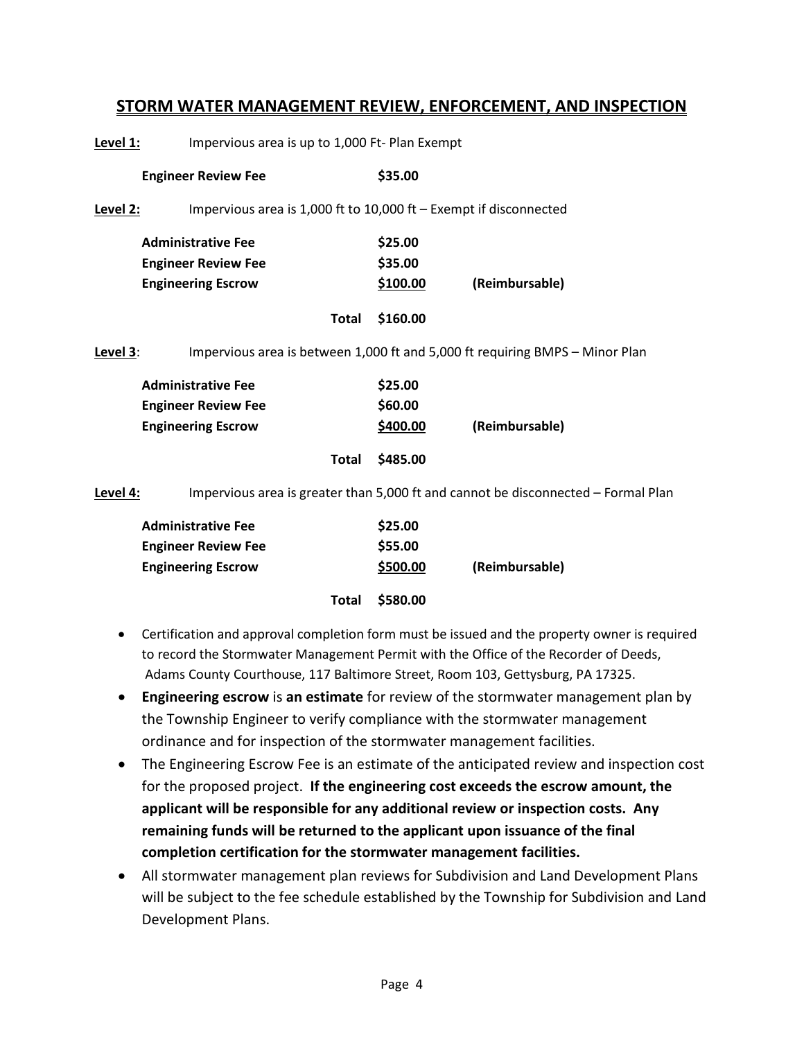## STORM WATER MANAGEMENT REVIEW, ENFORCEMENT, AND INSPECTION

**Level 1:** Impervious area is up to 1,000 Ft- Plan Exempt

| | | |
|---|---|---|
| **Engineer Review Fee** | **$35.00** | |

**Level 2:** Impervious area is 1,000 ft to 10,000 ft – Exempt if disconnected

| | | |
|---|---|---|
| **Administrative Fee** | **$25.00** | |
| **Engineer Review Fee** | **$35.00** | |
| **Engineering Escrow** | **$100.00** | **(Reimbursable)** |
| **Total** | **$160.00** | |

**Level 3**: Impervious area is between 1,000 ft and 5,000 ft requiring BMPS – Minor Plan

| | | |
|---|---|---|
| **Administrative Fee** | **$25.00** | |
| **Engineer Review Fee** | **$60.00** | |
| **Engineering Escrow** | **$400.00** | **(Reimbursable)** |
| **Total** | **$485.00** | |

**Level 4:** Impervious area is greater than 5,000 ft and cannot be disconnected – Formal Plan

| | | |
|---|---|---|
| **Administrative Fee** | **$25.00** | |
| **Engineer Review Fee** | **$55.00** | |
| **Engineering Escrow** | **$500.00** | **(Reimbursable)** |
| **Total** | **$580.00** | |

- Certification and approval completion form must be issued and the property owner is required to record the Stormwater Management Permit with the Office of the Recorder of Deeds, Adams County Courthouse, 117 Baltimore Street, Room 103, Gettysburg, PA 17325.
- **Engineering escrow** is **an estimate** for review of the stormwater management plan by the Township Engineer to verify compliance with the stormwater management ordinance and for inspection of the stormwater management facilities.
- The Engineering Escrow Fee is an estimate of the anticipated review and inspection cost for the proposed project. **If the engineering cost exceeds the escrow amount, the applicant will be responsible for any additional review or inspection costs. Any remaining funds will be returned to the applicant upon issuance of the final completion certification for the stormwater management facilities.**
- All stormwater management plan reviews for Subdivision and Land Development Plans will be subject to the fee schedule established by the Township for Subdivision and Land Development Plans.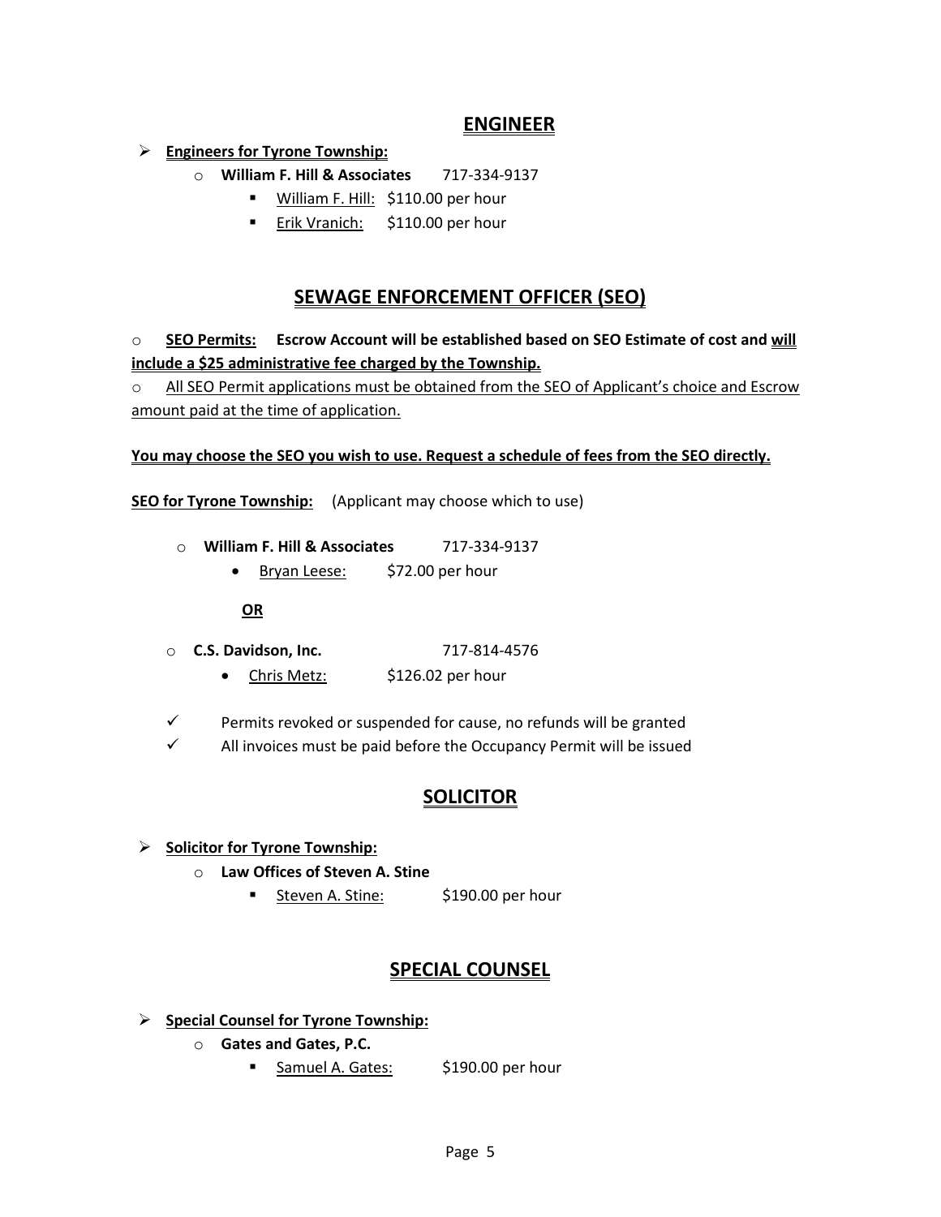## ENGINEER

- **Engineers for Tyrone Township:**
  - **William F. Hill & Associates** 717-334-9137
    - William F. Hill: $110.00 per hour
    - Erik Vranich: $110.00 per hour

## SEWAGE ENFORCEMENT OFFICER (SEO)

- **SEO Permits: Escrow Account will be established based on SEO Estimate of cost and will include a $25 administrative fee charged by the Township.**
- All SEO Permit applications must be obtained from the SEO of Applicant's choice and Escrow amount paid at the time of application.

**You may choose the SEO you wish to use. Request a schedule of fees from the SEO directly.**

**SEO for Tyrone Township:** (Applicant may choose which to use)

- **William F. Hill & Associates** 717-334-9137
  - Bryan Leese: $72.00 per hour

  **OR**

- **C.S. Davidson, Inc.** 717-814-4576
  - Chris Metz: $126.02 per hour

- ✓ Permits revoked or suspended for cause, no refunds will be granted
- ✓ All invoices must be paid before the Occupancy Permit will be issued

## SOLICITOR

- **Solicitor for Tyrone Township:**
  - **Law Offices of Steven A. Stine**
    - Steven A. Stine: $190.00 per hour

## SPECIAL COUNSEL

- **Special Counsel for Tyrone Township:**
  - **Gates and Gates, P.C.**
    - Samuel A. Gates: $190.00 per hour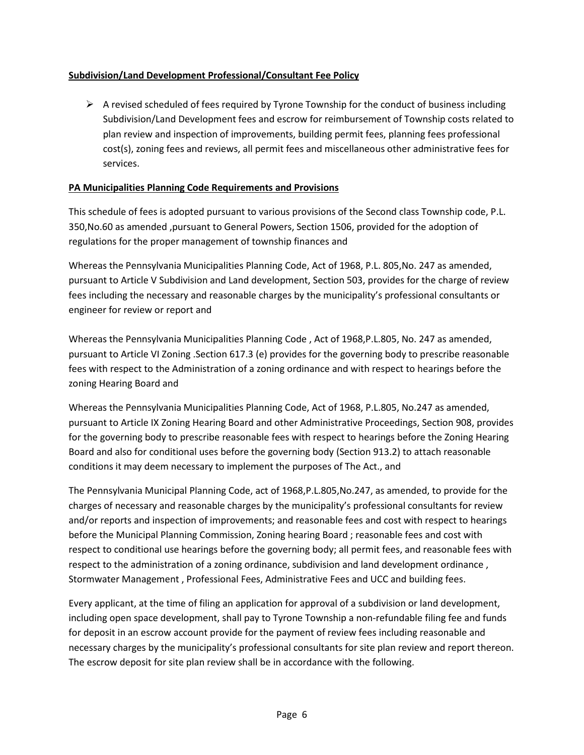**Subdivision/Land Development Professional/Consultant Fee Policy**

- A revised scheduled of fees required by Tyrone Township for the conduct of business including Subdivision/Land Development fees and escrow for reimbursement of Township costs related to plan review and inspection of improvements, building permit fees, planning fees professional cost(s), zoning fees and reviews, all permit fees and miscellaneous other administrative fees for services.

**PA Municipalities Planning Code Requirements and Provisions**

This schedule of fees is adopted pursuant to various provisions of the Second class Township code, P.L. 350,No.60 as amended ,pursuant to General Powers, Section 1506, provided for the adoption of regulations for the proper management of township finances and

Whereas the Pennsylvania Municipalities Planning Code, Act of 1968, P.L. 805,No. 247 as amended, pursuant to Article V Subdivision and Land development, Section 503, provides for the charge of review fees including the necessary and reasonable charges by the municipality's professional consultants or engineer for review or report and

Whereas the Pennsylvania Municipalities Planning Code , Act of 1968,P.L.805, No. 247 as amended, pursuant to Article VI Zoning .Section 617.3 (e) provides for the governing body to prescribe reasonable fees with respect to the Administration of a zoning ordinance and with respect to hearings before the zoning Hearing Board and

Whereas the Pennsylvania Municipalities Planning Code, Act of 1968, P.L.805, No.247 as amended, pursuant to Article IX Zoning Hearing Board and other Administrative Proceedings, Section 908, provides for the governing body to prescribe reasonable fees with respect to hearings before the Zoning Hearing Board and also for conditional uses before the governing body (Section 913.2) to attach reasonable conditions it may deem necessary to implement the purposes of The Act., and

The Pennsylvania Municipal Planning Code, act of 1968,P.L.805,No.247, as amended, to provide for the charges of necessary and reasonable charges by the municipality's professional consultants for review and/or reports and inspection of improvements; and reasonable fees and cost with respect to hearings before the Municipal Planning Commission, Zoning hearing Board ; reasonable fees and cost with respect to conditional use hearings before the governing body; all permit fees, and reasonable fees with respect to the administration of a zoning ordinance, subdivision and land development ordinance , Stormwater Management , Professional Fees, Administrative Fees and UCC and building fees.

Every applicant, at the time of filing an application for approval of a subdivision or land development, including open space development, shall pay to Tyrone Township a non-refundable filing fee and funds for deposit in an escrow account provide for the payment of review fees including reasonable and necessary charges by the municipality's professional consultants for site plan review and report thereon. The escrow deposit for site plan review shall be in accordance with the following.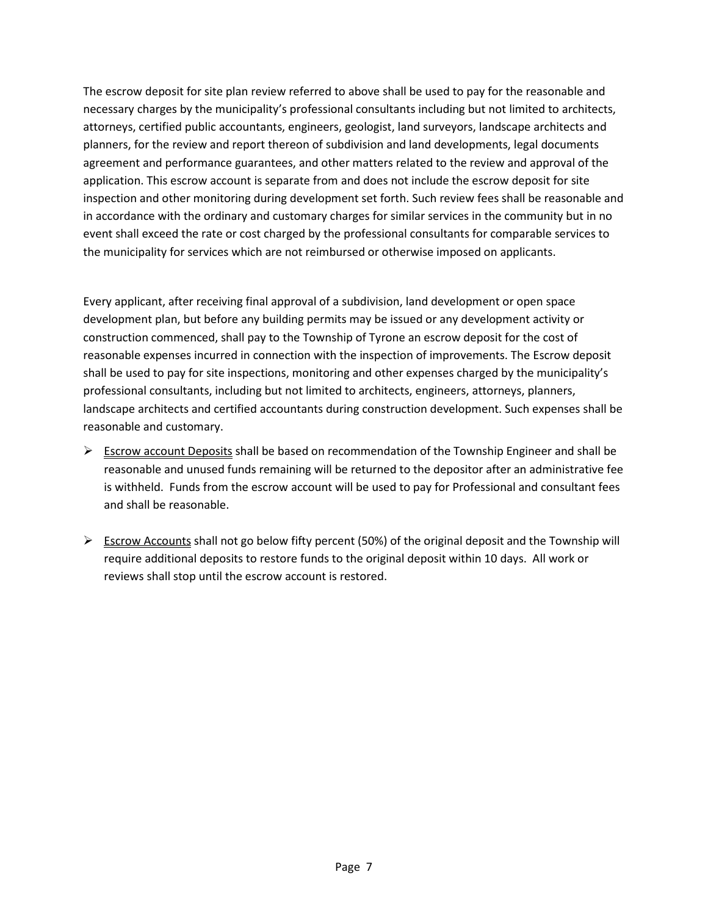The escrow deposit for site plan review referred to above shall be used to pay for the reasonable and necessary charges by the municipality's professional consultants including but not limited to architects, attorneys, certified public accountants, engineers, geologist, land surveyors, landscape architects and planners, for the review and report thereon of subdivision and land developments, legal documents agreement and performance guarantees, and other matters related to the review and approval of the application. This escrow account is separate from and does not include the escrow deposit for site inspection and other monitoring during development set forth. Such review fees shall be reasonable and in accordance with the ordinary and customary charges for similar services in the community but in no event shall exceed the rate or cost charged by the professional consultants for comparable services to the municipality for services which are not reimbursed or otherwise imposed on applicants.

Every applicant, after receiving final approval of a subdivision, land development or open space development plan, but before any building permits may be issued or any development activity or construction commenced, shall pay to the Township of Tyrone an escrow deposit for the cost of reasonable expenses incurred in connection with the inspection of improvements. The Escrow deposit shall be used to pay for site inspections, monitoring and other expenses charged by the municipality's professional consultants, including but not limited to architects, engineers, attorneys, planners, landscape architects and certified accountants during construction development. Such expenses shall be reasonable and customary.

- <u>Escrow account Deposits</u> shall be based on recommendation of the Township Engineer and shall be reasonable and unused funds remaining will be returned to the depositor after an administrative fee is withheld. Funds from the escrow account will be used to pay for Professional and consultant fees and shall be reasonable.

- <u>Escrow Accounts</u> shall not go below fifty percent (50%) of the original deposit and the Township will require additional deposits to restore funds to the original deposit within 10 days. All work or reviews shall stop until the escrow account is restored.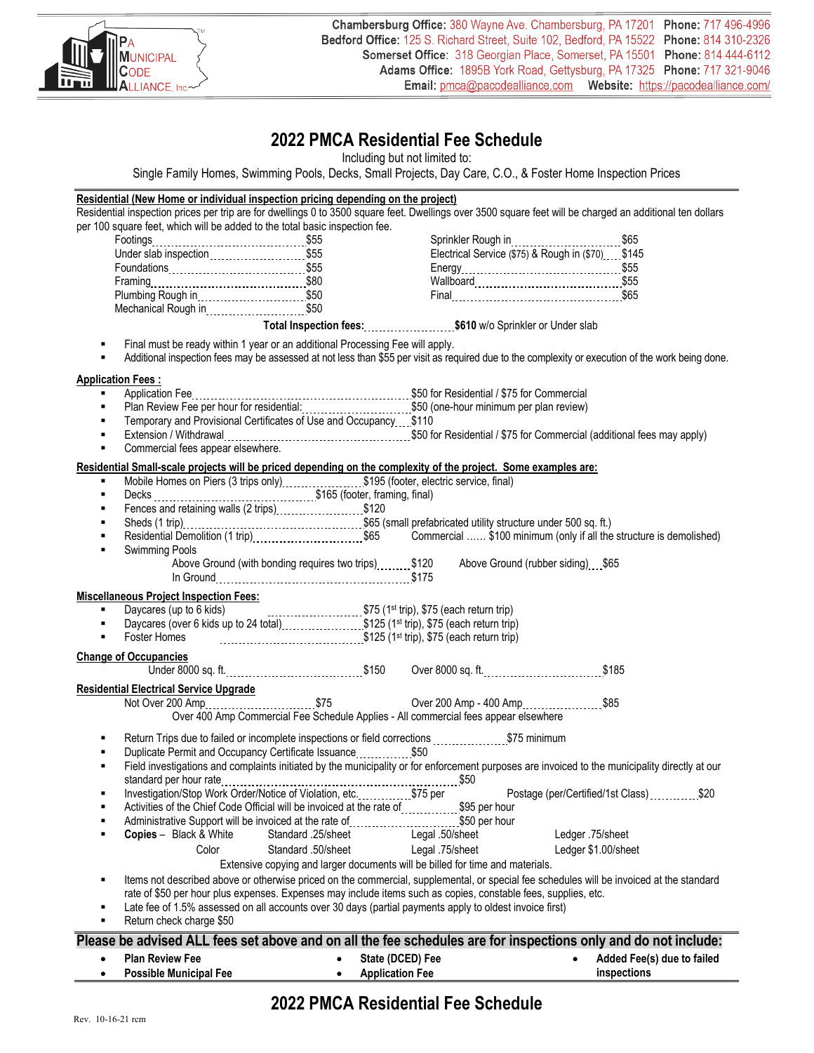PA MUNICIPAL CODE ALLIANCE, Inc.

**Chambersburg Office:** 380 Wayne Ave. Chambersburg, PA 17201 **Phone:** 717 496-4996
**Bedford Office:** 125 S. Richard Street, Suite 102, Bedford, PA 15522 **Phone:** 814 310-2326
**Somerset Office:** 318 Georgian Place, Somerset, PA 15501 **Phone:** 814 444-6112
**Adams Office:** 1895B York Road, Gettysburg, PA 17325 **Phone:** 717 321-9046
**Email:** pmca@pacodealliance.com **Website:** https://pacodealliance.com/

# 2022 PMCA Residential Fee Schedule

Including but not limited to:
Single Family Homes, Swimming Pools, Decks, Small Projects, Day Care, C.O., & Foster Home Inspection Prices

**Residential (New Home or individual inspection pricing depending on the project)**

Residential inspection prices per trip are for dwellings 0 to 3500 square feet. Dwellings over 3500 square feet will be charged an additional ten dollars per 100 square feet, which will be added to the total basic inspection fee.

| Inspection | Fee | Inspection | Fee |
|---|---|---|---|
| Footings | $55 | Sprinkler Rough in | $65 |
| Under slab inspection | $55 | Electrical Service ($75) & Rough in ($70) | $145 |
| Foundations | $55 | Energy | $55 |
| Framing | $80 | Wallboard | $55 |
| Plumbing Rough in | $50 | Final | $65 |
| Mechanical Rough in | $50 | | |

**Total Inspection fees:** **$610** w/o Sprinkler or Under slab

- Final must be ready within 1 year or an additional Processing Fee will apply.
- Additional inspection fees may be assessed at not less than $55 per visit as required due to the complexity or execution of the work being done.

**Application Fees :**

- Application Fee ........ $50 for Residential / $75 for Commercial
- Plan Review Fee per hour for residential: ........ $50 (one-hour minimum per plan review)
- Temporary and Provisional Certificates of Use and Occupancy ........ $110
- Extension / Withdrawal ........ $50 for Residential / $75 for Commercial (additional fees may apply)
- Commercial fees appear elsewhere.

**Residential Small-scale projects will be priced depending on the complexity of the project. Some examples are:**

- Mobile Homes on Piers (3 trips only) ........ $195 (footer, electric service, final)
- Decks ........ $165 (footer, framing, final)
- Fences and retaining walls (2 trips) ........ $120
- Sheds (1 trip) ........ $65 (small prefabricated utility structure under 500 sq. ft.)
- Residential Demolition (1 trip) ........ $65 Commercial …… $100 minimum (only if all the structure is demolished)
- Swimming Pools
  - Above Ground (with bonding requires two trips) ........ $120 Above Ground (rubber siding) ........ $65
  - In Ground ........ $175

**Miscellaneous Project Inspection Fees:**

- Daycares (up to 6 kids) ........ $75 (1st trip), $75 (each return trip)
- Daycares (over 6 kids up to 24 total) ........ $125 (1st trip), $75 (each return trip)
- Foster Homes ........ $125 (1st trip), $75 (each return trip)

**Change of Occupancies**

Under 8000 sq. ft. ........ $150 Over 8000 sq. ft. ........ $185

**Residential Electrical Service Upgrade**

Not Over 200 Amp ........ $75 Over 200 Amp - 400 Amp ........ $85
Over 400 Amp Commercial Fee Schedule Applies - All commercial fees appear elsewhere

- Return Trips due to failed or incomplete inspections or field corrections ........ $75 minimum
- Duplicate Permit and Occupancy Certificate Issuance ........ $50
- Field investigations and complaints initiated by the municipality or for enforcement purposes are invoiced to the municipality directly at our standard per hour rate ........ $50
- Investigation/Stop Work Order/Notice of Violation, etc. ........ $75 per Postage (per/Certified/1st Class) ........ $20
- Activities of the Chief Code Official will be invoiced at the rate of ........ $95 per hour
- Administrative Support will be invoiced at the rate of ........ $50 per hour
- **Copies** –

| | Standard | Legal | Ledger |
|---|---|---|---|
| Black & White | .25/sheet | .50/sheet | .75/sheet |
| Color | .50/sheet | .75/sheet | $1.00/sheet |

  Extensive copying and larger documents will be billed for time and materials.
- Items not described above or otherwise priced on the commercial, supplemental, or special fee schedules will be invoiced at the standard rate of $50 per hour plus expenses. Expenses may include items such as copies, constable fees, supplies, etc.
- Late fee of 1.5% assessed on all accounts over 30 days (partial payments apply to oldest invoice first)
- Return check charge $50

**Please be advised ALL fees set above and on all the fee schedules are for inspections only and do not include:**

- **Plan Review Fee**
- **Possible Municipal Fee**
- **State (DCED) Fee**
- **Application Fee**
- **Added Fee(s) due to failed inspections**

# 2022 PMCA Residential Fee Schedule

Rev. 10-16-21 rcm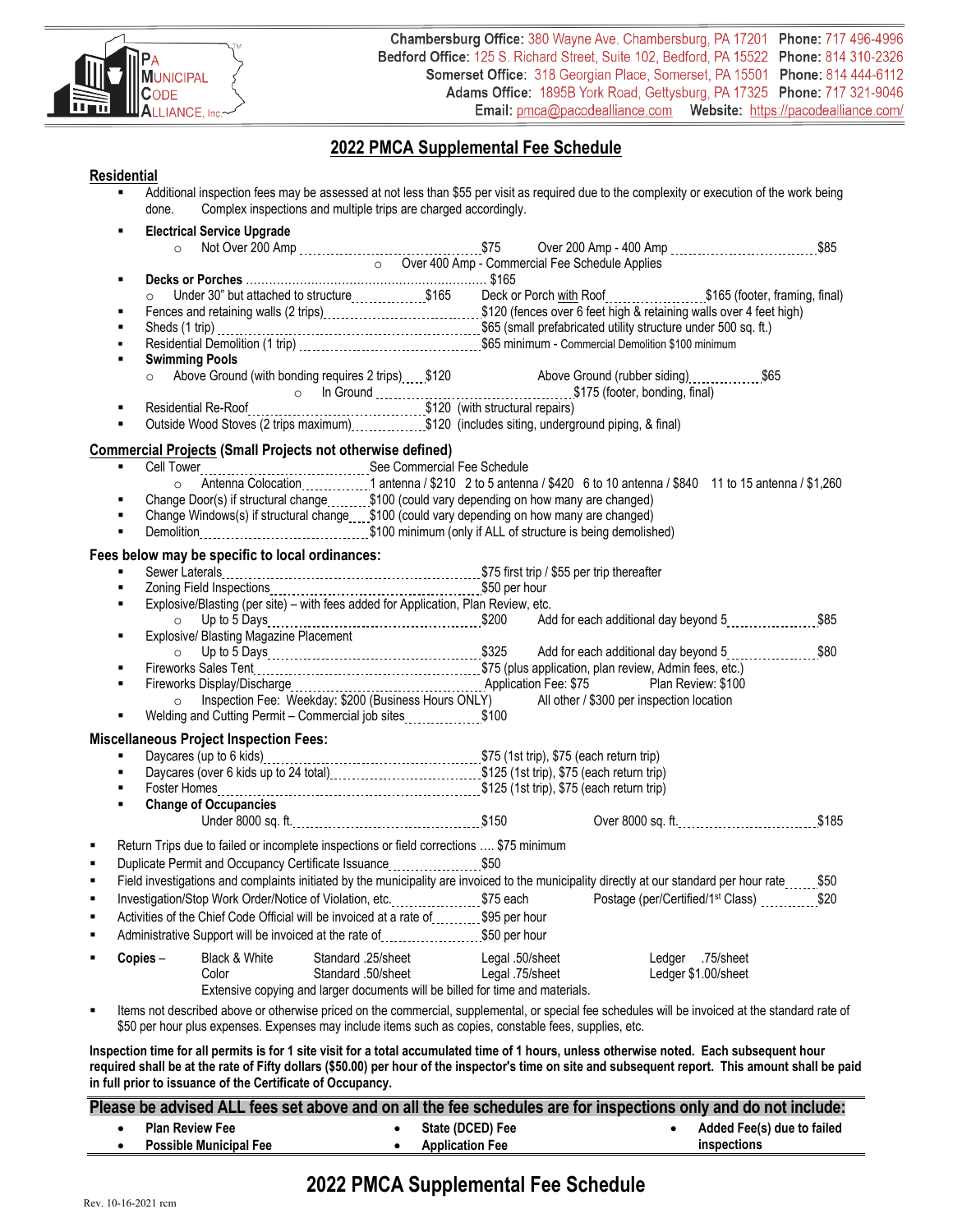PA MUNICIPAL CODE ALLIANCE, Inc.

**Chambersburg Office:** 380 Wayne Ave. Chambersburg, PA 17201 **Phone:** 717 496-4996
**Bedford Office:** 125 S. Richard Street, Suite 102, Bedford, PA 15522 **Phone:** 814 310-2326
**Somerset Office:** 318 Georgian Place, Somerset, PA 15501 **Phone:** 814 444-6112
**Adams Office:** 1895B York Road, Gettysburg, PA 17325 **Phone:** 717 321-9046
**Email:** pmca@pacodealliance.com **Website:** https://pacodealliance.com/

# 2022 PMCA Supplemental Fee Schedule

## Residential

- Additional inspection fees may be assessed at not less than $55 per visit as required due to the complexity or execution of the work being done. Complex inspections and multiple trips are charged accordingly.
- **Electrical Service Upgrade**
  - Not Over 200 Amp ........ $75 Over 200 Amp - 400 Amp ........ $85
  - Over 400 Amp - Commercial Fee Schedule Applies
- **Decks or Porches** ........ $165
  - Under 30" but attached to structure ........ $165 Deck or Porch with Roof ........ $165 (footer, framing, final)
- Fences and retaining walls (2 trips) ........ $120 (fences over 6 feet high & retaining walls over 4 feet high)
- Sheds (1 trip) ........ $65 (small prefabricated utility structure under 500 sq. ft.)
- Residential Demolition (1 trip) ........ $65 minimum - Commercial Demolition $100 minimum
- **Swimming Pools**
  - Above Ground (with bonding requires 2 trips) ........ $120 Above Ground (rubber siding) ........ $65
  - In Ground ........ $175 (footer, bonding, final)
- Residential Re-Roof ........ $120 (with structural repairs)
- Outside Wood Stoves (2 trips maximum) ........ $120 (includes siting, underground piping, & final)

## Commercial Projects (Small Projects not otherwise defined)

- Cell Tower ........ See Commercial Fee Schedule
  - Antenna Colocation ........ 1 antenna / $210 2 to 5 antenna / $420 6 to 10 antenna / $840 11 to 15 antenna / $1,260
- Change Door(s) if structural change ........ $100 (could vary depending on how many are changed)
- Change Windows(s) if structural change ........ $100 (could vary depending on how many are changed)
- Demolition ........ $100 minimum (only if ALL of structure is being demolished)

## Fees below may be specific to local ordinances:

- Sewer Laterals ........ $75 first trip / $55 per trip thereafter
- Zoning Field Inspections ........ $50 per hour
- Explosive/Blasting (per site) – with fees added for Application, Plan Review, etc.
  - Up to 5 Days ........ $200 Add for each additional day beyond 5 ........ $85
- Explosive/ Blasting Magazine Placement
  - Up to 5 Days ........ $325 Add for each additional day beyond 5 ........ $80
- Fireworks Sales Tent ........ $75 (plus application, plan review, Admin fees, etc.)
- Fireworks Display/Discharge ........ Application Fee: $75 Plan Review: $100
  - Inspection Fee: Weekday: $200 (Business Hours ONLY) All other / $300 per inspection location
- Welding and Cutting Permit – Commercial job sites ........ $100

## Miscellaneous Project Inspection Fees:

- Daycares (up to 6 kids) ........ $75 (1st trip), $75 (each return trip)
- Daycares (over 6 kids up to 24 total) ........ $125 (1st trip), $75 (each return trip)
- Foster Homes ........ $125 (1st trip), $75 (each return trip)
- **Change of Occupancies**
  - Under 8000 sq. ft. ........ $150 Over 8000 sq. ft. ........ $185

- Return Trips due to failed or incomplete inspections or field corrections .... $75 minimum
- Duplicate Permit and Occupancy Certificate Issuance ........ $50
- Field investigations and complaints initiated by the municipality are invoiced to the municipality directly at our standard per hour rate ........ $50
- Investigation/Stop Work Order/Notice of Violation, etc. ........ $75 each Postage (per/Certified/1st Class) ........ $20
- Activities of the Chief Code Official will be invoiced at a rate of ........ $95 per hour
- Administrative Support will be invoiced at the rate of ........ $50 per hour
- **Copies** –

| | | | |
|---|---|---|---|
| Black & White | Standard .25/sheet | Legal .50/sheet | Ledger .75/sheet |
| Color | Standard .50/sheet | Legal .75/sheet | Ledger $1.00/sheet |

  Extensive copying and larger documents will be billed for time and materials.
- Items not described above or otherwise priced on the commercial, supplemental, or special fee schedules will be invoiced at the standard rate of $50 per hour plus expenses. Expenses may include items such as copies, constable fees, supplies, etc.

**Inspection time for all permits is for 1 site visit for a total accumulated time of 1 hours, unless otherwise noted. Each subsequent hour required shall be at the rate of Fifty dollars ($50.00) per hour of the inspector's time on site and subsequent report. This amount shall be paid in full prior to issuance of the Certificate of Occupancy.**

**Please be advised ALL fees set above and on all the fee schedules are for inspections only and do not include:**

- **Plan Review Fee**
- **Possible Municipal Fee**
- **State (DCED) Fee**
- **Application Fee**
- **Added Fee(s) due to failed inspections**

# 2022 PMCA Supplemental Fee Schedule

Rev. 10-16-2021 rcm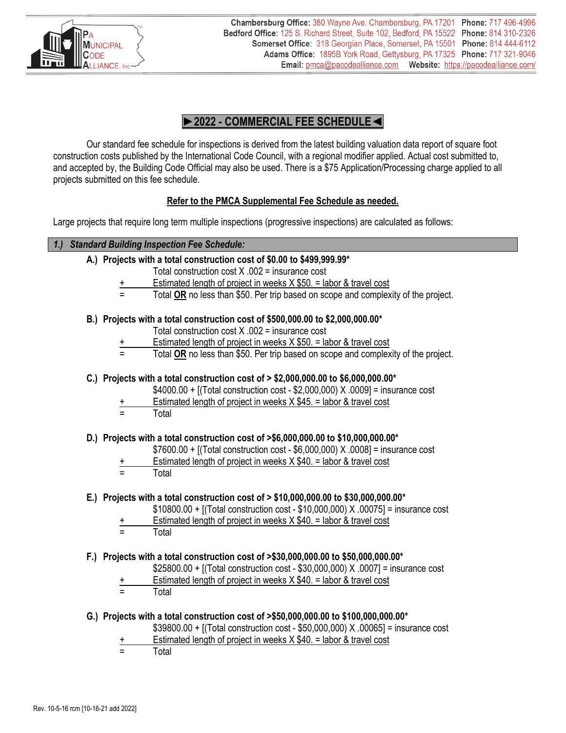Chambersburg Office: 380 Wayne Ave. Chambersburg, PA 17201 Phone: 717 496-4996
Bedford Office: 125 S. Richard Street, Suite 102, Bedford, PA 15522 Phone: 814 310-2326
Somerset Office: 318 Georgian Place, Somerset, PA 15501 Phone: 814 444-6112
Adams Office: 1895B York Road, Gettysburg, PA 17325 Phone: 717 321-9046
Email: pmca@pacodealliance.com Website: https://pacodealliance.com/

# ►2022 - COMMERCIAL FEE SCHEDULE◄

Our standard fee schedule for inspections is derived from the latest building valuation data report of square foot construction costs published by the International Code Council, with a regional modifier applied. Actual cost submitted to, and accepted by, the Building Code Official may also be used. There is a $75 Application/Processing charge applied to all projects submitted on this fee schedule.

**Refer to the PMCA Supplemental Fee Schedule as needed.**

Large projects that require long term multiple inspections (progressive inspections) are calculated as follows:

## *1.) Standard Building Inspection Fee Schedule:*

**A.) Projects with a total construction cost of $0.00 to $499,999.99***

Total construction cost X .002 = insurance cost
\+ Estimated length of project in weeks X $50. = labor & travel cost
= Total **OR** no less than $50. Per trip based on scope and complexity of the project.

**B.) Projects with a total construction cost of $500,000.00 to $2,000,000.00***

Total construction cost X .002 = insurance cost
\+ Estimated length of project in weeks X $50. = labor & travel cost
= Total **OR** no less than $50. Per trip based on scope and complexity of the project.

**C.) Projects with a total construction cost of > $2,000,000.00 to $6,000,000.00***

$4000.00 + [(Total construction cost - $2,000,000) X .0009] = insurance cost
\+ Estimated length of project in weeks X $45. = labor & travel cost
= Total

**D.) Projects with a total construction cost of >$6,000,000.00 to $10,000,000.00***

$7600.00 + [(Total construction cost - $6,000,000) X .0008] = insurance cost
\+ Estimated length of project in weeks X $40. = labor & travel cost
= Total

**E.) Projects with a total construction cost of > $10,000,000.00 to $30,000,000.00***

$10800.00 + [(Total construction cost - $10,000,000) X .00075] = insurance cost
\+ Estimated length of project in weeks X $40. = labor & travel cost
= Total

**F.) Projects with a total construction cost of >$30,000,000.00 to $50,000,000.00***

$25800.00 + [(Total construction cost - $30,000,000) X .0007] = insurance cost
\+ Estimated length of project in weeks X $40. = labor & travel cost
= Total

**G.) Projects with a total construction cost of >$50,000,000.00 to $100,000,000.00***

$39800.00 + [(Total construction cost - $50,000,000) X .00065] = insurance cost
\+ Estimated length of project in weeks X $40. = labor & travel cost
= Total

Rev. 10-5-16 rcm [10-16-21 add 2022]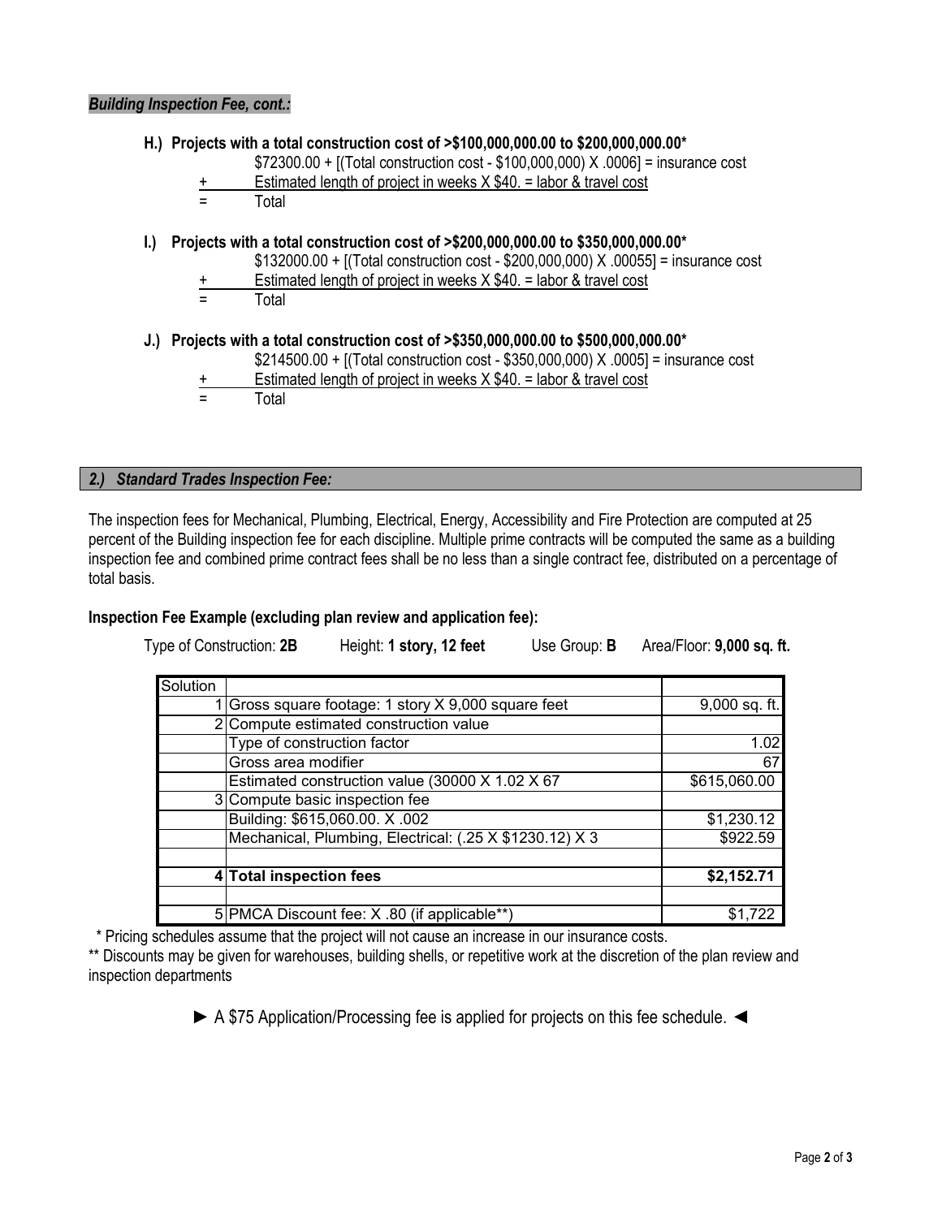***Building Inspection Fee, cont.:***

**H.) Projects with a total construction cost of >$100,000,000.00 to $200,000,000.00***

$72300.00 + [(Total construction cost - $100,000,000) X .0006] = insurance cost
+ Estimated length of project in weeks X $40. = labor & travel cost
= Total

**I.) Projects with a total construction cost of >$200,000,000.00 to $350,000,000.00***

$132000.00 + [(Total construction cost - $200,000,000) X .00055] = insurance cost
+ Estimated length of project in weeks X $40. = labor & travel cost
= Total

**J.) Projects with a total construction cost of >$350,000,000.00 to $500,000,000.00***

$214500.00 + [(Total construction cost - $350,000,000) X .0005] = insurance cost
+ Estimated length of project in weeks X $40. = labor & travel cost
= Total

## *2.) Standard Trades Inspection Fee:*

The inspection fees for Mechanical, Plumbing, Electrical, Energy, Accessibility and Fire Protection are computed at 25 percent of the Building inspection fee for each discipline. Multiple prime contracts will be computed the same as a building inspection fee and combined prime contract fees shall be no less than a single contract fee, distributed on a percentage of total basis.

**Inspection Fee Example (excluding plan review and application fee):**

Type of Construction: **2B** Height: **1 story, 12 feet** Use Group: **B** Area/Floor: **9,000 sq. ft.**

| Solution | | |
|---|---|---|
| 1 | Gross square footage: 1 story X 9,000 square feet | 9,000 sq. ft. |
| 2 | Compute estimated construction value | |
| | Type of construction factor | 1.02 |
| | Gross area modifier | 67 |
| | Estimated construction value (30000 X 1.02 X 67 | $615,060.00 |
| 3 | Compute basic inspection fee | |
| | Building: $615,060.00. X .002 | $1,230.12 |
| | Mechanical, Plumbing, Electrical: (.25 X $1230.12) X 3 | $922.59 |
| | | |
| **4** | **Total inspection fees** | **$2,152.71** |
| | | |
| 5 | PMCA Discount fee: X .80 (if applicable**) | $1,722 |

\* Pricing schedules assume that the project will not cause an increase in our insurance costs.

** Discounts may be given for warehouses, building shells, or repetitive work at the discretion of the plan review and inspection departments

► A $75 Application/Processing fee is applied for projects on this fee schedule. ◄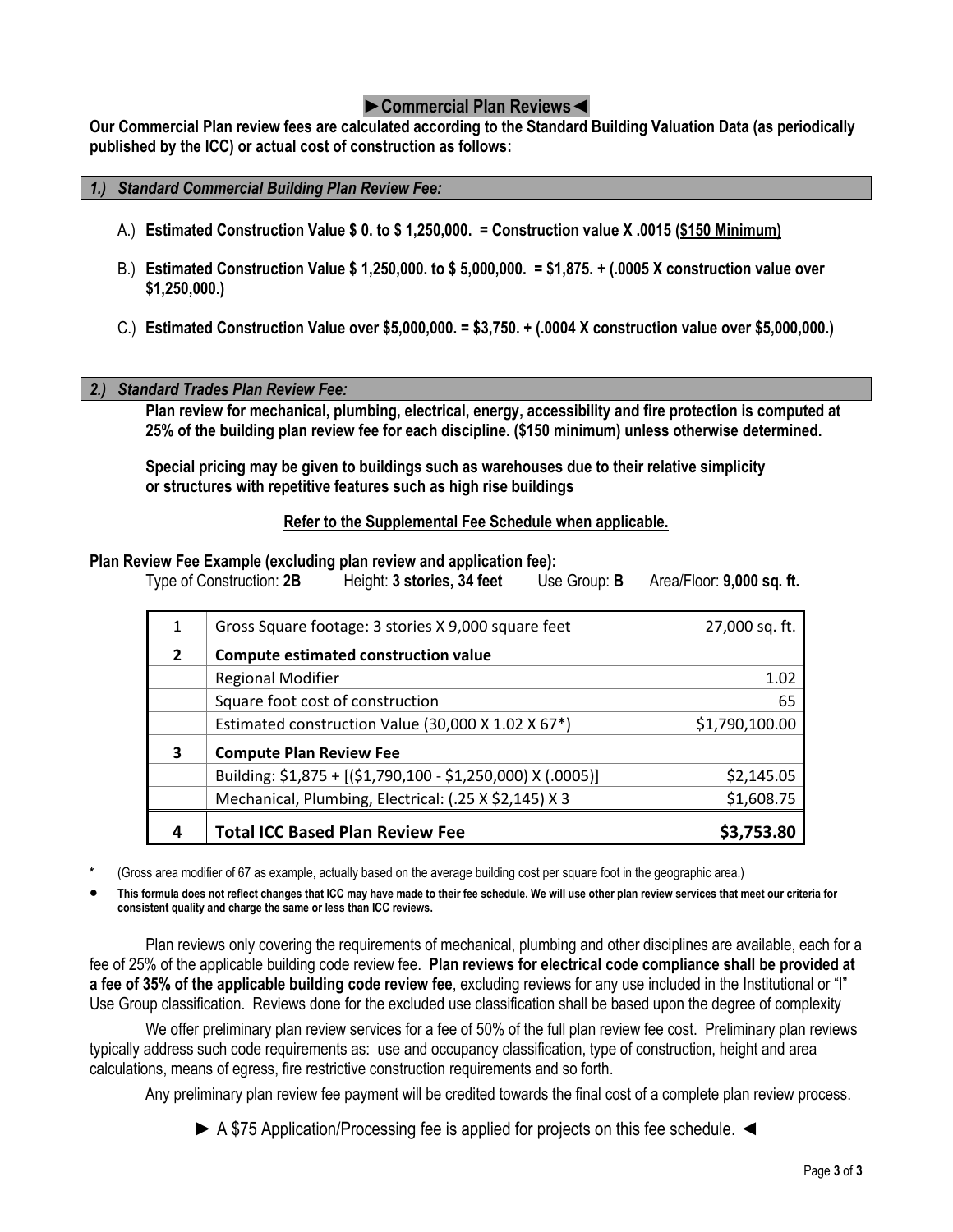## ►Commercial Plan Reviews◄

**Our Commercial Plan review fees are calculated according to the Standard Building Valuation Data (as periodically published by the ICC) or actual cost of construction as follows:**

### *1.) Standard Commercial Building Plan Review Fee:*

A.) **Estimated Construction Value $ 0. to $ 1,250,000. = Construction value X .0015 (<u>$150 Minimum</u>)**

B.) **Estimated Construction Value $ 1,250,000. to $ 5,000,000. = $1,875. + (.0005 X construction value over $1,250,000.)**

C.) **Estimated Construction Value over $5,000,000. = $3,750. + (.0004 X construction value over $5,000,000.)**

### *2.) Standard Trades Plan Review Fee:*

**Plan review for mechanical, plumbing, electrical, energy, accessibility and fire protection is computed at 25% of the building plan review fee for each discipline. <u>($150 minimum)</u> unless otherwise determined.**

**Special pricing may be given to buildings such as warehouses due to their relative simplicity or structures with repetitive features such as high rise buildings**

**<u>Refer to the Supplemental Fee Schedule when applicable.</u>**

**Plan Review Fee Example (excluding plan review and application fee):**

Type of Construction: **2B** Height: **3 stories, 34 feet** Use Group: **B** Area/Floor: **9,000 sq. ft.**

| | | |
|---|---|---|
| 1 | Gross Square footage: 3 stories X 9,000 square feet | 27,000 sq. ft. |
| **2** | **Compute estimated construction value** | |
| | Regional Modifier | 1.02 |
| | Square foot cost of construction | 65 |
| | Estimated construction Value (30,000 X 1.02 X 67*) | $1,790,100.00 |
| **3** | **Compute Plan Review Fee** | |
| | Building: $1,875 + [($1,790,100 - $1,250,000) X (.0005)] | $2,145.05 |
| | Mechanical, Plumbing, Electrical: (.25 X $2,145) X 3 | $1,608.75 |
| **4** | **Total ICC Based Plan Review Fee** | **$3,753.80** |

\* (Gross area modifier of 67 as example, actually based on the average building cost per square foot in the geographic area.)

- **This formula does not reflect changes that ICC may have made to their fee schedule. We will use other plan review services that meet our criteria for consistent quality and charge the same or less than ICC reviews.**

Plan reviews only covering the requirements of mechanical, plumbing and other disciplines are available, each for a fee of 25% of the applicable building code review fee. **Plan reviews for electrical code compliance shall be provided at a fee of 35% of the applicable building code review fee**, excluding reviews for any use included in the Institutional or "I" Use Group classification. Reviews done for the excluded use classification shall be based upon the degree of complexity

We offer preliminary plan review services for a fee of 50% of the full plan review fee cost. Preliminary plan reviews typically address such code requirements as: use and occupancy classification, type of construction, height and area calculations, means of egress, fire restrictive construction requirements and so forth.

Any preliminary plan review fee payment will be credited towards the final cost of a complete plan review process.

► A $75 Application/Processing fee is applied for projects on this fee schedule. ◄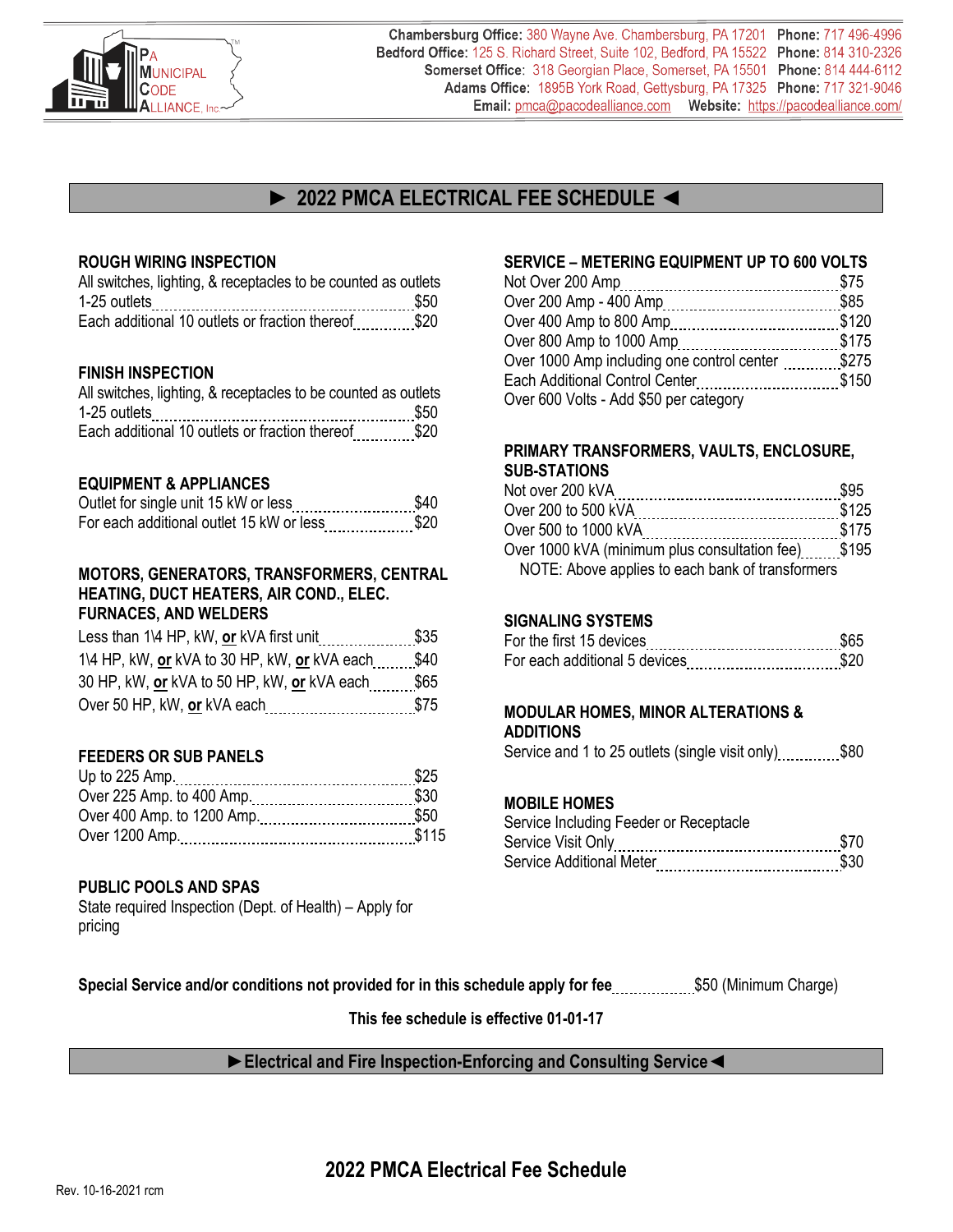PA MUNICIPAL CODE ALLIANCE, Inc

**Chambersburg Office:** 380 Wayne Ave. Chambersburg, PA 17201 **Phone:** 717 496-4996
**Bedford Office:** 125 S. Richard Street, Suite 102, Bedford, PA 15522 **Phone:** 814 310-2326
**Somerset Office:** 318 Georgian Place, Somerset, PA 15501 **Phone:** 814 444-6112
**Adams Office:** 1895B York Road, Gettysburg, PA 17325 **Phone:** 717 321-9046
**Email:** pmca@pacodealliance.com **Website:** https://pacodealliance.com/

# ► 2022 PMCA ELECTRICAL FEE SCHEDULE ◄

### ROUGH WIRING INSPECTION

All switches, lighting, & receptacles to be counted as outlets

| | |
|---|---|
| 1-25 outlets | $50 |
| Each additional 10 outlets or fraction thereof | $20 |

### FINISH INSPECTION

All switches, lighting, & receptacles to be counted as outlets

| | |
|---|---|
| 1-25 outlets | $50 |
| Each additional 10 outlets or fraction thereof | $20 |

### EQUIPMENT & APPLIANCES

| | |
|---|---|
| Outlet for single unit 15 kW or less | $40 |
| For each additional outlet 15 kW or less | $20 |

### MOTORS, GENERATORS, TRANSFORMERS, CENTRAL HEATING, DUCT HEATERS, AIR COND., ELEC. FURNACES, AND WELDERS

| | |
|---|---|
| Less than 1\4 HP, kW, **or** kVA first unit | $35 |
| 1\4 HP, kW, **or** kVA to 30 HP, kW, **or** kVA each | $40 |
| 30 HP, kW, **or** kVA to 50 HP, kW, **or** kVA each | $65 |
| Over 50 HP, kW, **or** kVA each | $75 |

### FEEDERS OR SUB PANELS

| | |
|---|---|
| Up to 225 Amp. | $25 |
| Over 225 Amp. to 400 Amp. | $30 |
| Over 400 Amp. to 1200 Amp. | $50 |
| Over 1200 Amp. | $115 |

### PUBLIC POOLS AND SPAS

State required Inspection (Dept. of Health) – Apply for pricing

### SERVICE – METERING EQUIPMENT UP TO 600 VOLTS

| | |
|---|---|
| Not Over 200 Amp | $75 |
| Over 200 Amp - 400 Amp | $85 |
| Over 400 Amp to 800 Amp | $120 |
| Over 800 Amp to 1000 Amp | $175 |
| Over 1000 Amp including one control center | $275 |
| Each Additional Control Center | $150 |

Over 600 Volts - Add $50 per category

### PRIMARY TRANSFORMERS, VAULTS, ENCLOSURE, SUB-STATIONS

| | |
|---|---|
| Not over 200 kVA | $95 |
| Over 200 to 500 kVA | $125 |
| Over 500 to 1000 kVA | $175 |
| Over 1000 kVA (minimum plus consultation fee) | $195 |

NOTE: Above applies to each bank of transformers

### SIGNALING SYSTEMS

| | |
|---|---|
| For the first 15 devices | $65 |
| For each additional 5 devices | $20 |

### MODULAR HOMES, MINOR ALTERATIONS & ADDITIONS

| | |
|---|---|
| Service and 1 to 25 outlets (single visit only) | $80 |

### MOBILE HOMES

Service Including Feeder or Receptacle

| | |
|---|---|
| Service Visit Only | $70 |
| Service Additional Meter | $30 |

**Special Service and/or conditions not provided for in this schedule apply for fee** $50 (Minimum Charge)

**This fee schedule is effective 01-01-17**

**►Electrical and Fire Inspection-Enforcing and Consulting Service◄**

## 2022 PMCA Electrical Fee Schedule

Rev. 10-16-2021 rcm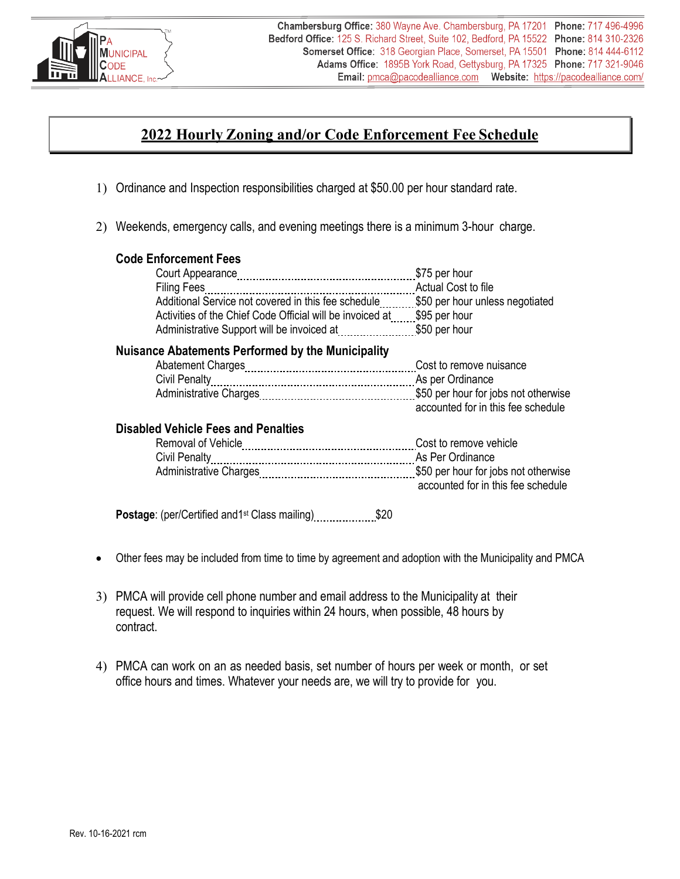PA Municipal Code Alliance, Inc.

**Chambersburg Office:** 380 Wayne Ave. Chambersburg, PA 17201 **Phone:** 717 496-4996
**Bedford Office:** 125 S. Richard Street, Suite 102, Bedford, PA 15522 **Phone:** 814 310-2326
**Somerset Office:** 318 Georgian Place, Somerset, PA 15501 **Phone:** 814 444-6112
**Adams Office:** 1895B York Road, Gettysburg, PA 17325 **Phone:** 717 321-9046
**Email:** pmca@pacodealliance.com **Website:** https://pacodealliance.com/

# 2022 Hourly Zoning and/or Code Enforcement Fee Schedule

1) Ordinance and Inspection responsibilities charged at $50.00 per hour standard rate.

2) Weekends, emergency calls, and evening meetings there is a minimum 3-hour charge.

**Code Enforcement Fees**

| | |
|---|---|
| Court Appearance | $75 per hour |
| Filing Fees | Actual Cost to file |
| Additional Service not covered in this fee schedule | $50 per hour unless negotiated |
| Activities of the Chief Code Official will be invoiced at | $95 per hour |
| Administrative Support will be invoiced at | $50 per hour |

**Nuisance Abatements Performed by the Municipality**

| | |
|---|---|
| Abatement Charges | Cost to remove nuisance |
| Civil Penalty | As per Ordinance |
| Administrative Charges | $50 per hour for jobs not otherwise accounted for in this fee schedule |

**Disabled Vehicle Fees and Penalties**

| | |
|---|---|
| Removal of Vehicle | Cost to remove vehicle |
| Civil Penalty | As Per Ordinance |
| Administrative Charges | $50 per hour for jobs not otherwise accounted for in this fee schedule |

**Postage**: (per/Certified and1st Class mailing) .......... $20

- Other fees may be included from time to time by agreement and adoption with the Municipality and PMCA

3) PMCA will provide cell phone number and email address to the Municipality at their request. We will respond to inquiries within 24 hours, when possible, 48 hours by contract.

4) PMCA can work on an as needed basis, set number of hours per week or month, or set office hours and times. Whatever your needs are, we will try to provide for you.

Rev. 10-16-2021 rcm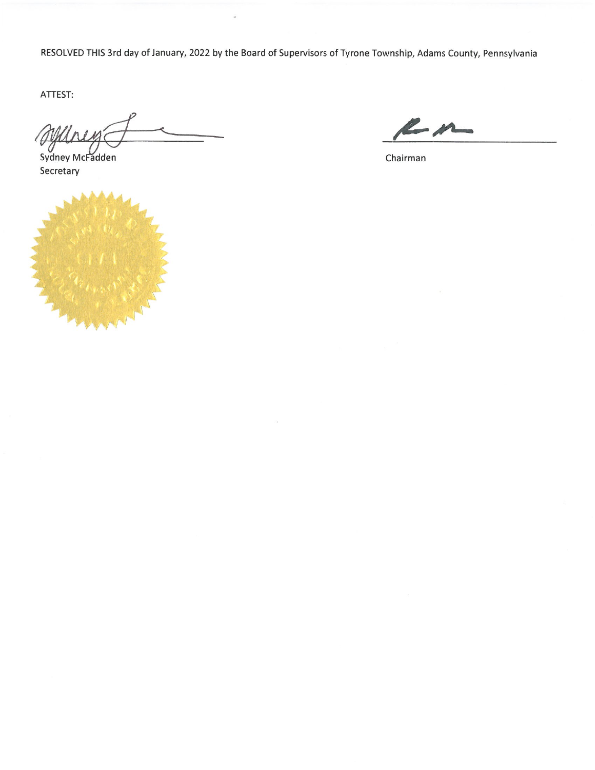RESOLVED THIS 3rd day of January, 2022 by the Board of Supervisors of Tyrone Township, Adams County, Pennsylvania

ATTEST:

Sydney McFadden
Secretary

Chairman